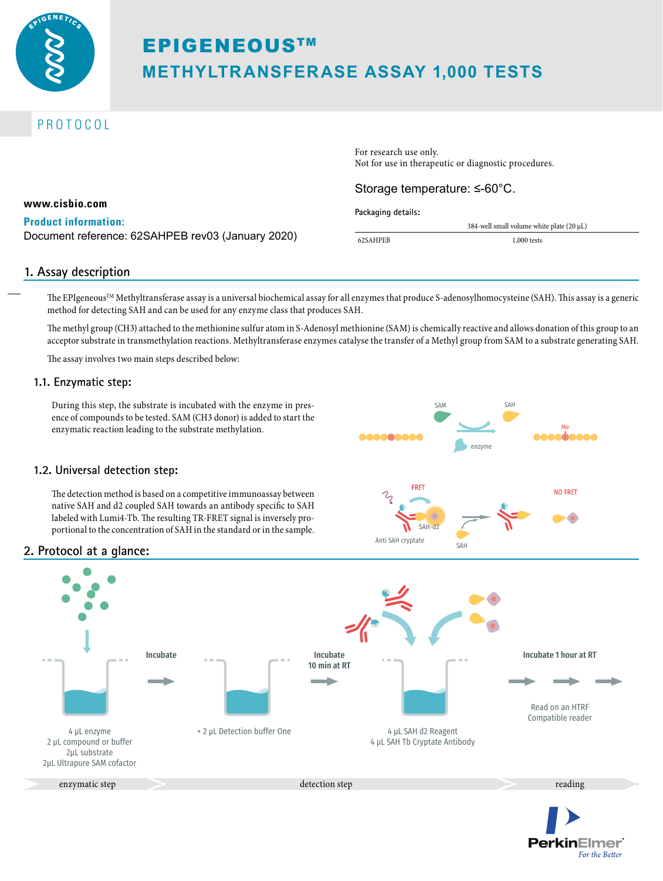# EPIGENEOUS™

# METHYLTRANSFERASE ASSAY 1,000 TESTS

PROTOCOL

For research use only.
Not for use in therapeutic or diagnostic procedures.

Storage temperature: ≤-60°C.

**www.cisbio.com**

**Product information:**
Document reference: 62SAHPEB rev03 (January 2020)

**Packaging details:**

| | 384-well small volume white plate (20 µL) |
|---|---|
| 62SAHPEB | 1,000 tests |

## 1. Assay description

The EPIgeneous™ Methyltransferase assay is a universal biochemical assay for all enzymes that produce S-adenosylhomocysteine (SAH). This assay is a generic method for detecting SAH and can be used for any enzyme class that produces SAH.

The methyl group (CH3) attached to the methionine sulfur atom in S-Adenosyl methionine (SAM) is chemically reactive and allows donation of this group to an acceptor substrate in transmethylation reactions. Methyltransferase enzymes catalyse the transfer of a Methyl group from SAM to a substrate generating SAH.

The assay involves two main steps described below:

### 1.1. Enzymatic step:

During this step, the substrate is incubated with the enzyme in presence of compounds to be tested. SAM (CH3 donor) is added to start the enzymatic reaction leading to the substrate methylation.

SAM · SAH · Me · enzyme

### 1.2. Universal detection step:

The detection method is based on a competitive immunoassay between native SAH and d2 coupled SAH towards an antibody specific to SAH labeled with Lumi4-Tb. The resulting TR-FRET signal is inversely proportional to the concentration of SAH in the standard or in the sample.

FRET · SAH-d2 · Anti SAH cryptate · SAH · NO FRET

## 2. Protocol at a glance:

**Enzymatic step:**
4 µL enzyme
2 µL compound or buffer
2µL substrate
2µL Ultrapure SAM cofactor

→ **Incubate**

**Detection step:**
+ 2 µL Detection buffer One

→ **Incubate 10 min at RT**

4 µL SAH d2 Reagent
4 µL SAH Tb Cryptate Antibody

→ **Incubate 1 hour at RT**

**Reading:**
Read on an HTRF Compatible reader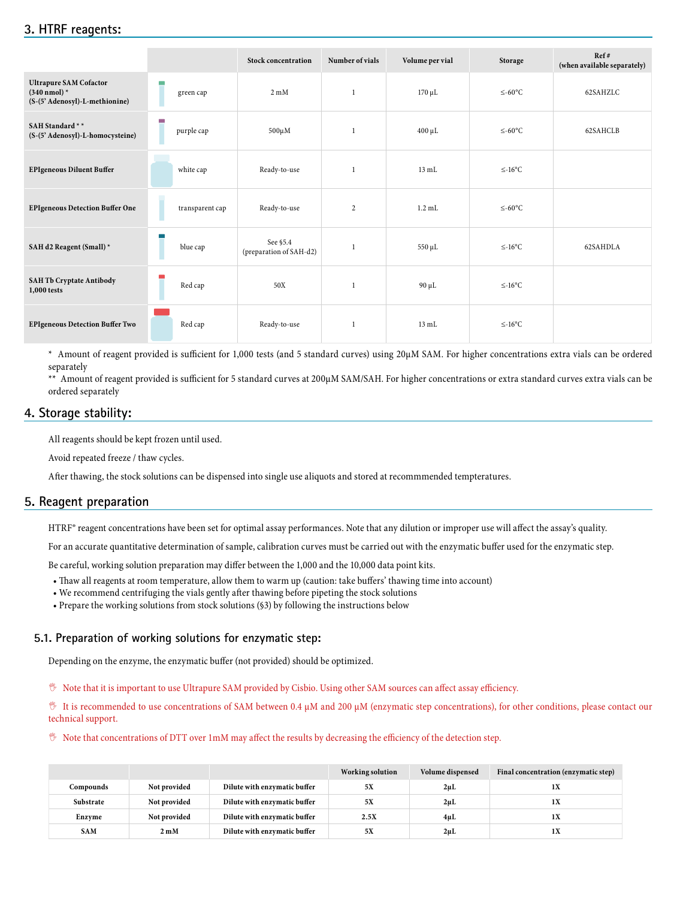## 3. HTRF reagents:

| | | Stock concentration | Number of vials | Volume per vial | Storage | Ref # (when available separately) |
|---|---|---|---|---|---|---|
| **Ultrapure SAM Cofactor (340 nmol) * (S-(5' Adenosyl)-L-methionine)** | green cap | 2 mM | 1 | 170 µL | ≤-60°C | 62SAHZLC |
| **SAH Standard * * (S-(5' Adenosyl)-L-homocysteine)** | purple cap | 500µM | 1 | 400 µL | ≤-60°C | 62SAHCLB |
| **EPIgeneous Diluent Buffer** | white cap | Ready-to-use | 1 | 13 mL | ≤-16°C | |
| **EPIgeneous Detection Buffer One** | transparent cap | Ready-to-use | 2 | 1.2 mL | ≤-60°C | |
| **SAH d2 Reagent (Small) *** | blue cap | See §5.4 (preparation of SAH-d2) | 1 | 550 µL | ≤-16°C | 62SAHDLA |
| **SAH Tb Cryptate Antibody 1,000 tests** | Red cap | 50X | 1 | 90 µL | ≤-16°C | |
| **EPIgeneous Detection Buffer Two** | Red cap | Ready-to-use | 1 | 13 mL | ≤-16°C | |

\* Amount of reagent provided is sufficient for 1,000 tests (and 5 standard curves) using 20µM SAM. For higher concentrations extra vials can be ordered separately

** Amount of reagent provided is sufficient for 5 standard curves at 200µM SAM/SAH. For higher concentrations or extra standard curves extra vials can be ordered separately

## 4. Storage stability:

All reagents should be kept frozen until used.

Avoid repeated freeze / thaw cycles.

After thawing, the stock solutions can be dispensed into single use aliquots and stored at recommmended tempteratures.

## 5. Reagent preparation

HTRF® reagent concentrations have been set for optimal assay performances. Note that any dilution or improper use will affect the assay's quality.

For an accurate quantitative determination of sample, calibration curves must be carried out with the enzymatic buffer used for the enzymatic step.

Be careful, working solution preparation may differ between the 1,000 and the 10,000 data point kits.

- Thaw all reagents at room temperature, allow them to warm up (caution: take buffers' thawing time into account)
- We recommend centrifuging the vials gently after thawing before pipeting the stock solutions
- Prepare the working solutions from stock solutions (§3) by following the instructions below

### 5.1. Preparation of working solutions for enzymatic step:

Depending on the enzyme, the enzymatic buffer (not provided) should be optimized.

Note that it is important to use Ultrapure SAM provided by Cisbio. Using other SAM sources can affect assay efficiency.

It is recommended to use concentrations of SAM between 0.4 µM and 200 µM (enzymatic step concentrations), for other conditions, please contact our technical support.

Note that concentrations of DTT over 1mM may affect the results by decreasing the efficiency of the detection step.

| | | | Working solution | Volume dispensed | Final concentration (enzymatic step) |
|---|---|---|---|---|---|
| **Compounds** | **Not provided** | **Dilute with enzymatic buffer** | **5X** | **2µL** | **1X** |
| **Substrate** | **Not provided** | **Dilute with enzymatic buffer** | **5X** | **2µL** | **1X** |
| **Enzyme** | **Not provided** | **Dilute with enzymatic buffer** | **2.5X** | **4µL** | **1X** |
| **SAM** | **2 mM** | **Dilute with enzymatic buffer** | **5X** | **2µL** | **1X** |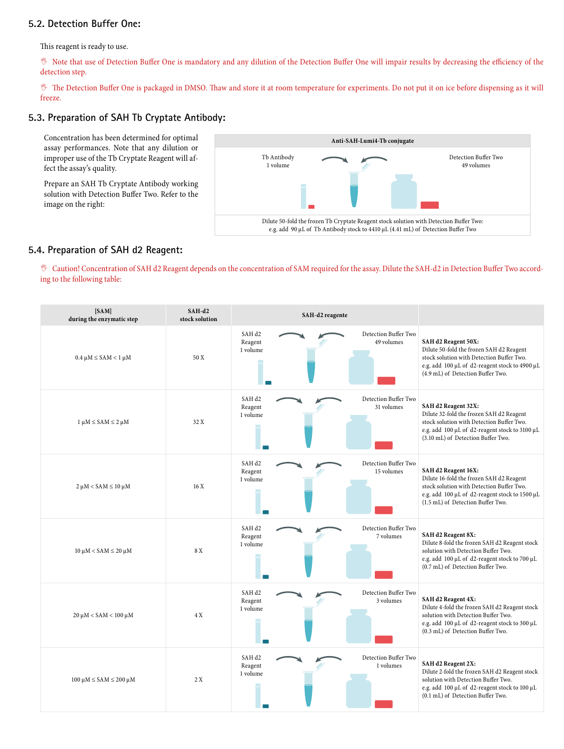## 5.2. Detection Buffer One:

This reagent is ready to use.

Note that use of Detection Buffer One is mandatory and any dilution of the Detection Buffer One will impair results by decreasing the efficiency of the detection step.

The Detection Buffer One is packaged in DMSO. Thaw and store it at room temperature for experiments. Do not put it on ice before dispensing as it will freeze.

## 5.3. Preparation of SAH Tb Cryptate Antibody:

Concentration has been determined for optimal assay performances. Note that any dilution or improper use of the Tb Cryptate Reagent will affect the assay's quality.

Prepare an SAH Tb Cryptate Antibody working solution with Detection Buffer Two. Refer to the image on the right:

**Anti-SAH-Lumi4-Tb conjugate**

Tb Antibody 1 volume → Detection Buffer Two 49 volumes

Dilute 50-fold the frozen Tb Cryptate Reagent stock solution with Detection Buffer Two:
e.g. add 90 µL of Tb Antibody stock to 4410 µL (4.41 mL) of Detection Buffer Two

## 5.4. Preparation of SAH d2 Reagent:

Caution! Concentration of SAH d2 Reagent depends on the concentration of SAM required for the assay. Dilute the SAH-d2 in Detection Buffer Two according to the following table:

| [SAM] during the enzymatic step | SAH-d2 stock solution | SAH-d2 reagente | |
|---|---|---|---|
| 0.4 µM ≤ SAM < 1 µM | 50 X | SAH d2 Reagent 1 volume; Detection Buffer Two 49 volumes | **SAH d2 Reagent 50X:** Dilute 50-fold the frozen SAH d2 Reagent stock solution with Detection Buffer Two. e.g. add 100 µL of d2-reagent stock to 4900 µL (4.9 mL) of Detection Buffer Two. |
| 1 µM ≤ SAM ≤ 2 µM | 32 X | SAH d2 Reagent 1 volume; Detection Buffer Two 31 volumes | **SAH d2 Reagent 32X:** Dilute 32-fold the frozen SAH d2 Reagent stock solution with Detection Buffer Two. e.g. add 100 µL of d2-reagent stock to 3100 µL (3.10 mL) of Detection Buffer Two. |
| 2 µM < SAM ≤ 10 µM | 16 X | SAH d2 Reagent 1 volume; Detection Buffer Two 15 volumes | **SAH d2 Reagent 16X:** Dilute 16-fold the frozen SAH d2 Reagent stock solution with Detection Buffer Two. e.g. add 100 µL of d2-reagent stock to 1500 µL (1.5 mL) of Detection Buffer Two. |
| 10 µM < SAM ≤ 20 µM | 8 X | SAH d2 Reagent 1 volume; Detection Buffer Two 7 volumes | **SAH d2 Reagent 8X:** Dilute 8-fold the frozen SAH d2 Reagent stock solution with Detection Buffer Two. e.g. add 100 µL of d2-reagent stock to 700 µL (0.7 mL) of Detection Buffer Two. |
| 20 µM < SAM < 100 µM | 4 X | SAH d2 Reagent 1 volume; Detection Buffer Two 3 volumes | **SAH d2 Reagent 4X:** Dilute 4-fold the frozen SAH d2 Reagent stock solution with Detection Buffer Two. e.g. add 100 µL of d2-reagent stock to 300 µL (0.3 mL) of Detection Buffer Two. |
| 100 µM ≤ SAM ≤ 200 µM | 2 X | SAH d2 Reagent 1 volume; Detection Buffer Two 1 volumes | **SAH d2 Reagent 2X:** Dilute 2-fold the frozen SAH d2 Reagent stock solution with Detection Buffer Two. e.g. add 100 µL of d2-reagent stock to 100 µL (0.1 mL) of Detection Buffer Two. |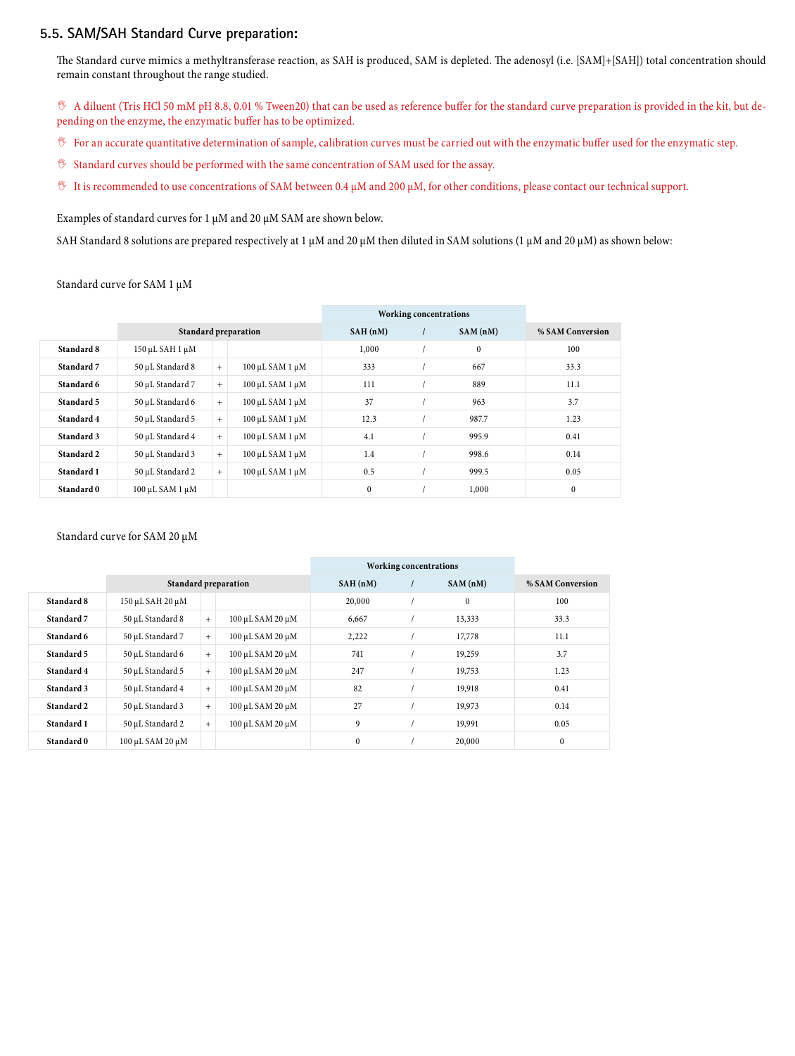## 5.5. SAM/SAH Standard Curve preparation:

The Standard curve mimics a methyltransferase reaction, as SAH is produced, SAM is depleted. The adenosyl (i.e. [SAM]+[SAH]) total concentration should remain constant throughout the range studied.

- A diluent (Tris HCl 50 mM pH 8.8, 0.01 % Tween20) that can be used as reference buffer for the standard curve preparation is provided in the kit, but depending on the enzyme, the enzymatic buffer has to be optimized.
- For an accurate quantitative determination of sample, calibration curves must be carried out with the enzymatic buffer used for the enzymatic step.
- Standard curves should be performed with the same concentration of SAM used for the assay.
- It is recommended to use concentrations of SAM between 0.4 µM and 200 µM, for other conditions, please contact our technical support.

Examples of standard curves for 1 µM and 20 µM SAM are shown below.

SAH Standard 8 solutions are prepared respectively at 1 µM and 20 µM then diluted in SAM solutions (1 µM and 20 µM) as shown below:

Standard curve for SAM 1 µM

| | Standard preparation | | | Working concentrations | | | |
|---|---|---|---|---|---|---|---|
| | | | | SAH (nM) | / | SAM (nM) | % SAM Conversion |
| **Standard 8** | 150 µL SAH 1 µM | | | 1,000 | / | 0 | 100 |
| **Standard 7** | 50 µL Standard 8 | + | 100 µL SAM 1 µM | 333 | / | 667 | 33.3 |
| **Standard 6** | 50 µL Standard 7 | + | 100 µL SAM 1 µM | 111 | / | 889 | 11.1 |
| **Standard 5** | 50 µL Standard 6 | + | 100 µL SAM 1 µM | 37 | / | 963 | 3.7 |
| **Standard 4** | 50 µL Standard 5 | + | 100 µL SAM 1 µM | 12.3 | / | 987.7 | 1.23 |
| **Standard 3** | 50 µL Standard 4 | + | 100 µL SAM 1 µM | 4.1 | / | 995.9 | 0.41 |
| **Standard 2** | 50 µL Standard 3 | + | 100 µL SAM 1 µM | 1.4 | / | 998.6 | 0.14 |
| **Standard 1** | 50 µL Standard 2 | + | 100 µL SAM 1 µM | 0.5 | / | 999.5 | 0.05 |
| **Standard 0** | 100 µL SAM 1 µM | | | 0 | / | 1,000 | 0 |

Standard curve for SAM 20 µM

| | Standard preparation | | | Working concentrations | | | |
|---|---|---|---|---|---|---|---|
| | | | | SAH (nM) | / | SAM (nM) | % SAM Conversion |
| **Standard 8** | 150 µL SAH 20 µM | | | 20,000 | / | 0 | 100 |
| **Standard 7** | 50 µL Standard 8 | + | 100 µL SAM 20 µM | 6,667 | / | 13,333 | 33.3 |
| **Standard 6** | 50 µL Standard 7 | + | 100 µL SAM 20 µM | 2,222 | / | 17,778 | 11.1 |
| **Standard 5** | 50 µL Standard 6 | + | 100 µL SAM 20 µM | 741 | / | 19,259 | 3.7 |
| **Standard 4** | 50 µL Standard 5 | + | 100 µL SAM 20 µM | 247 | / | 19,753 | 1.23 |
| **Standard 3** | 50 µL Standard 4 | + | 100 µL SAM 20 µM | 82 | / | 19,918 | 0.41 |
| **Standard 2** | 50 µL Standard 3 | + | 100 µL SAM 20 µM | 27 | / | 19,973 | 0.14 |
| **Standard 1** | 50 µL Standard 2 | + | 100 µL SAM 20 µM | 9 | / | 19,991 | 0.05 |
| **Standard 0** | 100 µL SAM 20 µM | | | 0 | / | 20,000 | 0 |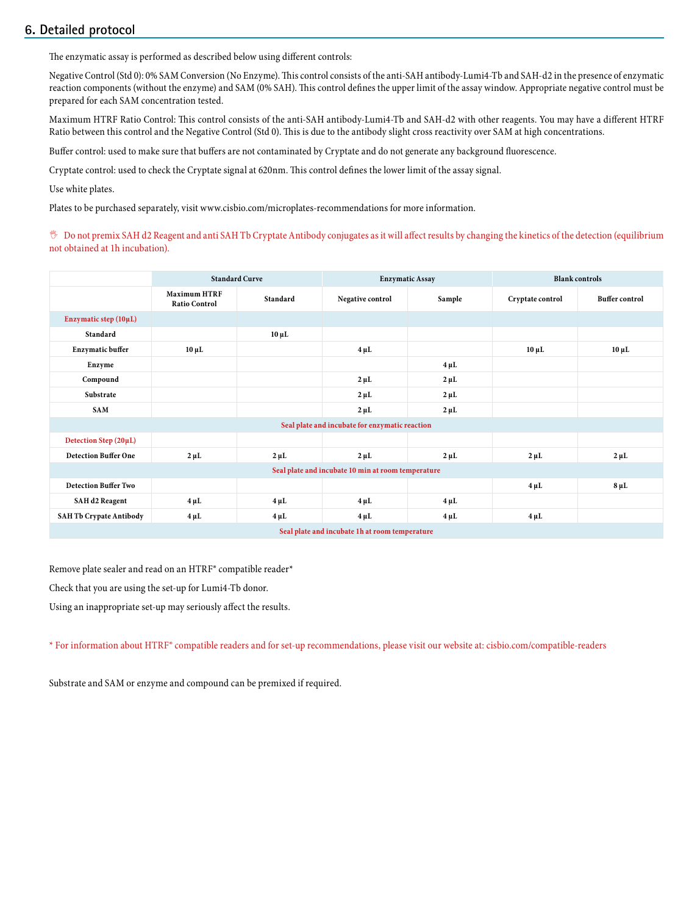## 6. Detailed protocol

The enzymatic assay is performed as described below using different controls:

Negative Control (Std 0): 0% SAM Conversion (No Enzyme). This control consists of the anti-SAH antibody-Lumi4-Tb and SAH-d2 in the presence of enzymatic reaction components (without the enzyme) and SAM (0% SAH). This control defines the upper limit of the assay window. Appropriate negative control must be prepared for each SAM concentration tested.

Maximum HTRF Ratio Control: This control consists of the anti-SAH antibody-Lumi4-Tb and SAH-d2 with other reagents. You may have a different HTRF Ratio between this control and the Negative Control (Std 0). This is due to the antibody slight cross reactivity over SAM at high concentrations.

Buffer control: used to make sure that buffers are not contaminated by Cryptate and do not generate any background fluorescence.

Cryptate control: used to check the Cryptate signal at 620nm. This control defines the lower limit of the assay signal.

Use white plates.

Plates to be purchased separately, visit www.cisbio.com/microplates-recommendations for more information.

Do not premix SAH d2 Reagent and anti SAH Tb Cryptate Antibody conjugates as it will affect results by changing the kinetics of the detection (equilibrium not obtained at 1h incubation).

| | Standard Curve | | Enzymatic Assay | | Blank controls | |
|---|---|---|---|---|---|---|
| | Maximum HTRF Ratio Control | Standard | Negative control | Sample | Cryptate control | Buffer control |
| **Enzymatic step (10µL)** | | | | | | |
| Standard | | 10 µL | | | | |
| Enzymatic buffer | 10 µL | | 4 µL | | 10 µL | 10 µL |
| Enzyme | | | | 4 µL | | |
| Compound | | | 2 µL | 2 µL | | |
| Substrate | | | 2 µL | 2 µL | | |
| SAM | | | 2 µL | 2 µL | | |
| Seal plate and incubate for enzymatic reaction | | | | | | |
| **Detection Step (20µL)** | | | | | | |
| Detection Buffer One | 2 µL | 2 µL | 2 µL | 2 µL | 2 µL | 2 µL |
| Seal plate and incubate 10 min at room temperature | | | | | | |
| Detection Buffer Two | | | | | 4 µL | 8 µL |
| SAH d2 Reagent | 4 µL | 4 µL | 4 µL | 4 µL | | |
| SAH Tb Crypate Antibody | 4 µL | 4 µL | 4 µL | 4 µL | 4 µL | |
| Seal plate and incubate 1h at room temperature | | | | | | |

Remove plate sealer and read on an HTRF® compatible reader*

Check that you are using the set-up for Lumi4-Tb donor.

Using an inappropriate set-up may seriously affect the results.

* For information about HTRF® compatible readers and for set-up recommendations, please visit our website at: cisbio.com/compatible-readers

Substrate and SAM or enzyme and compound can be premixed if required.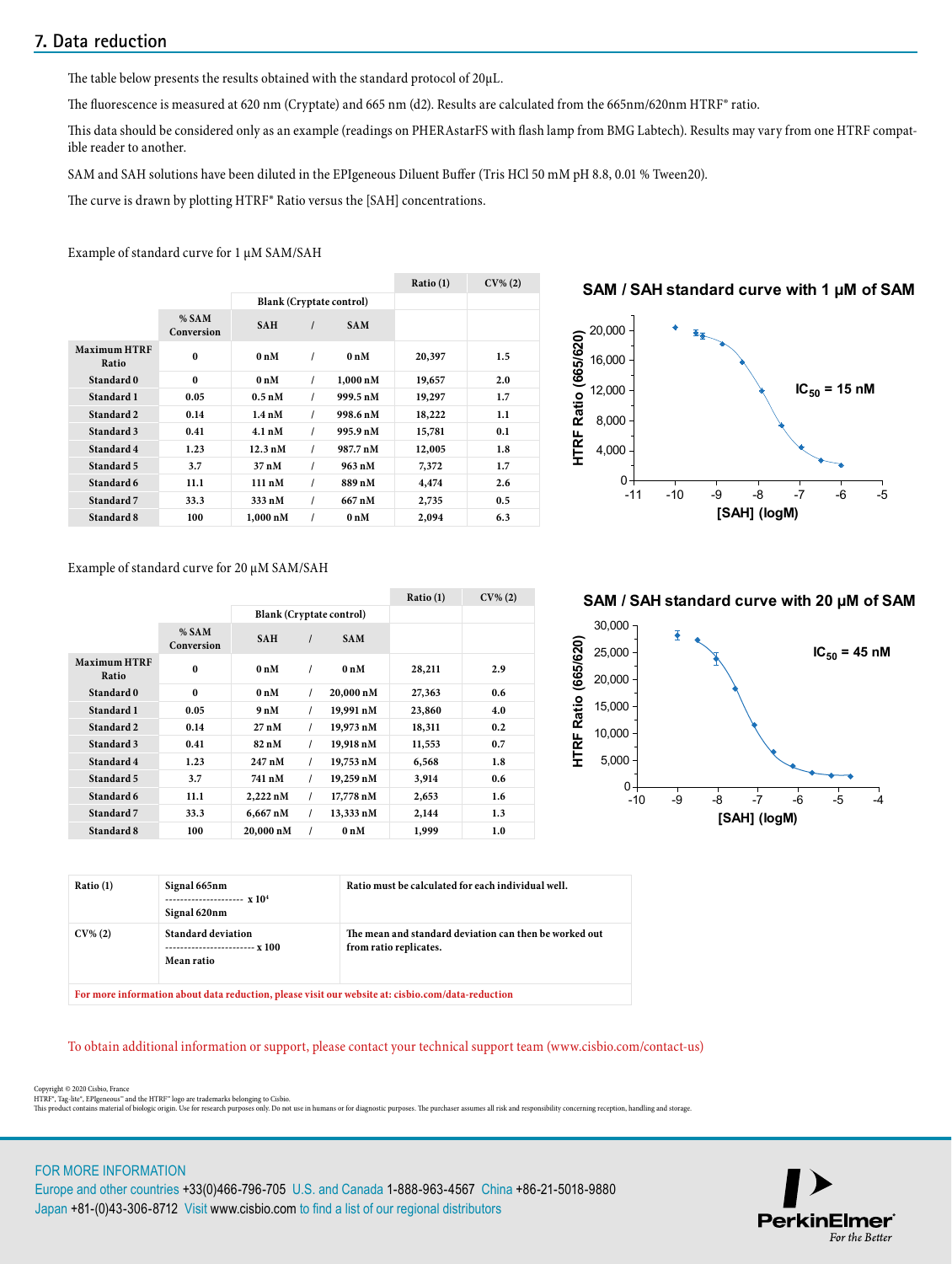## 7. Data reduction

The table below presents the results obtained with the standard protocol of 20µL.

The fluorescence is measured at 620 nm (Cryptate) and 665 nm (d2). Results are calculated from the 665nm/620nm HTRF® ratio.

This data should be considered only as an example (readings on PHERAstarFS with flash lamp from BMG Labtech). Results may vary from one HTRF compatible reader to another.

SAM and SAH solutions have been diluted in the EPIgeneous Diluent Buffer (Tris HCl 50 mM pH 8.8, 0.01 % Tween20).

The curve is drawn by plotting HTRF® Ratio versus the [SAH] concentrations.

Example of standard curve for 1 µM SAM/SAH

| | | | | | Ratio (1) | CV% (2) |
|---|---|---|---|---|---|---|
| | | Blank (Cryptate control) | | | | |
| | % SAM Conversion | SAH | / | SAM | | |
| Maximum HTRF Ratio | 0 | 0 nM | / | 0 nM | 20,397 | 1.5 |
| Standard 0 | 0 | 0 nM | / | 1,000 nM | 19,657 | 2.0 |
| Standard 1 | 0.05 | 0.5 nM | / | 999.5 nM | 19,297 | 1.7 |
| Standard 2 | 0.14 | 1.4 nM | / | 998.6 nM | 18,222 | 1.1 |
| Standard 3 | 0.41 | 4.1 nM | / | 995.9 nM | 15,781 | 0.1 |
| Standard 4 | 1.23 | 12.3 nM | / | 987.7 nM | 12,005 | 1.8 |
| Standard 5 | 3.7 | 37 nM | / | 963 nM | 7,372 | 1.7 |
| Standard 6 | 11.1 | 111 nM | / | 889 nM | 4,474 | 2.6 |
| Standard 7 | 33.3 | 333 nM | / | 667 nM | 2,735 | 0.5 |
| Standard 8 | 100 | 1,000 nM | / | 0 nM | 2,094 | 6.3 |

SAM / SAH standard curve with 1 µM of SAM

HTRF Ratio (665/620)

20,000
16,000
12,000
8,000
4,000
0

-11 -10 -9 -8 -7 -6 -5

[SAH] (logM)

$IC_{50}$ = 15 nM

Example of standard curve for 20 µM SAM/SAH

| | | | | | Ratio (1) | CV% (2) |
|---|---|---|---|---|---|---|
| | | Blank (Cryptate control) | | | | |
| | % SAM Conversion | SAH | / | SAM | | |
| Maximum HTRF Ratio | 0 | 0 nM | / | 0 nM | 28,211 | 2.9 |
| Standard 0 | 0 | 0 nM | / | 20,000 nM | 27,363 | 0.6 |
| Standard 1 | 0.05 | 9 nM | / | 19,991 nM | 23,860 | 4.0 |
| Standard 2 | 0.14 | 27 nM | / | 19,973 nM | 18,311 | 0.2 |
| Standard 3 | 0.41 | 82 nM | / | 19,918 nM | 11,553 | 0.7 |
| Standard 4 | 1.23 | 247 nM | / | 19,753 nM | 6,568 | 1.8 |
| Standard 5 | 3.7 | 741 nM | / | 19,259 nM | 3,914 | 0.6 |
| Standard 6 | 11.1 | 2,222 nM | / | 17,778 nM | 2,653 | 1.6 |
| Standard 7 | 33.3 | 6,667 nM | / | 13,333 nM | 2,144 | 1.3 |
| Standard 8 | 100 | 20,000 nM | / | 0 nM | 1,999 | 1.0 |

SAM / SAH standard curve with 20 µM of SAM

HTRF Ratio (665/620)

30,000
25,000
20,000
15,000
10,000
5,000
0

-10 -9 -8 -7 -6 -5 -4

[SAH] (logM)

$IC_{50}$ = 45 nM

| | | |
|---|---|---|
| Ratio (1) | $\frac{\text{Signal 665nm}}{\text{Signal 620nm}} \times 10^4$ | Ratio must be calculated for each individual well. |
| CV% (2) | $\frac{\text{Standard deviation}}{\text{Mean ratio}} \times 100$ | The mean and standard deviation can then be worked out from ratio replicates. |
| For more information about data reduction, please visit our website at: cisbio.com/data-reduction | | |

To obtain additional information or support, please contact your technical support team (www.cisbio.com/contact-us)

Copyright © 2020 Cisbio, France
HTRF®, Tag-lite®, EPIgeneous™ and the HTRF® logo are trademarks belonging to Cisbio.
This product contains material of biologic origin. Use for research purposes only. Do not use in humans or for diagnostic purposes. The purchaser assumes all risk and responsibility concerning reception, handling and storage.

FOR MORE INFORMATION
Europe and other countries +33(0)466-796-705 U.S. and Canada 1-888-963-4567 China +86-21-5018-9880
Japan +81-(0)43-306-8712 Visit www.cisbio.com to find a list of our regional distributors

PerkinElmer®
For the Better